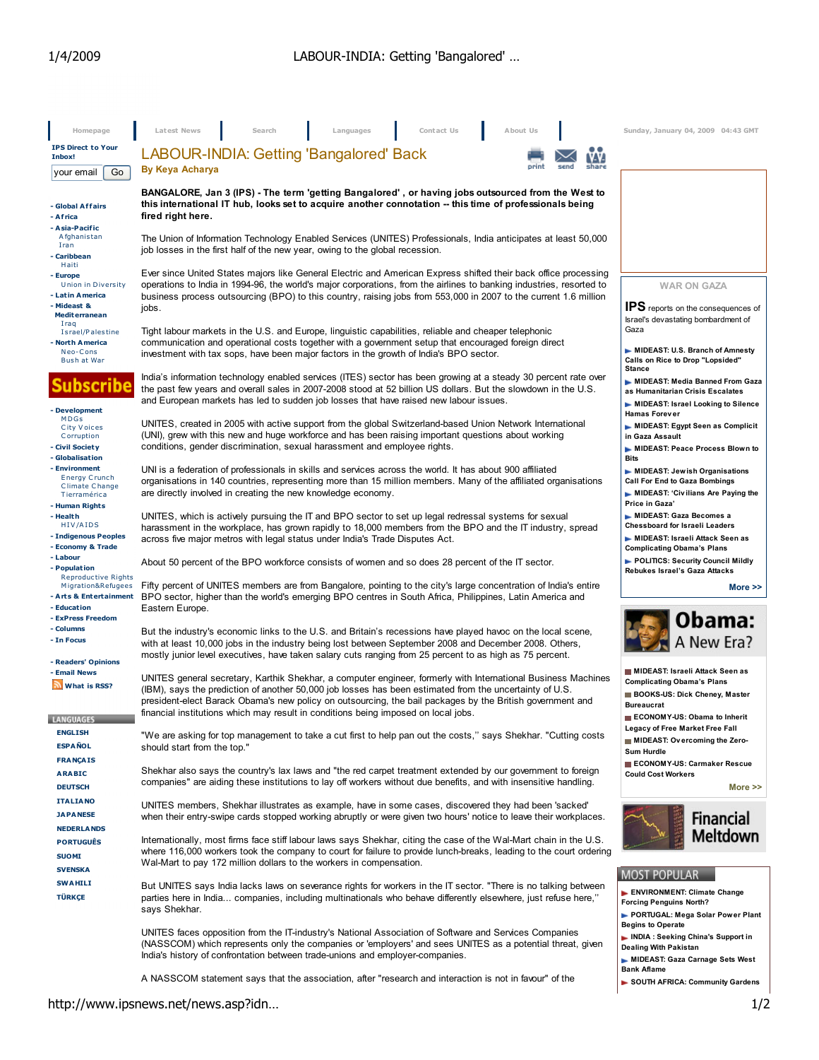# LABOUR-INDIA: Getting 'Bangalored' Back

**By Keya Acharya**

**BANGALORE, Jan 3 (IPS) - The term 'getting Bangalored' , or having jobs outsourced from the West to this international IT hub, looks set to acquire another connotation -- this time of professionals being fired right here.**

The Union of Information Technology Enabled Services (UNITES) Professionals, India anticipates at least 50,000 job losses in the first half of the new year, owing to the global recession.

Ever since United States majors like General Electric and American Express shifted their back office processing operations to India in 1994-96, the world's major corporations, from the airlines to banking industries, resorted to business process outsourcing (BPO) to this country, raising jobs from 553,000 in 2007 to the current 1.6 million jobs.

Tight labour markets in the U.S. and Europe, linguistic capabilities, reliable and cheaper telephonic communication and operational costs together with a government setup that encouraged foreign direct investment with tax sops, have been major factors in the growth of India's BPO sector.

India's information technology enabled services (ITES) sector has been growing at a steady 30 percent rate over the past few years and overall sales in 2007-2008 stood at 52 billion US dollars. But the slowdown in the U.S. and European markets has led to sudden job losses that have raised new labour issues.

UNITES, created in 2005 with active support from the global Switzerland-based Union Network International (UNI), grew with this new and huge workforce and has been raising important questions about working conditions, gender discrimination, sexual harassment and employee rights.

UNI is a federation of professionals in skills and services across the world. It has about 900 affiliated organisations in 140 countries, representing more than 15 million members. Many of the affiliated organisations are directly involved in creating the new knowledge economy.

UNITES, which is actively pursuing the IT and BPO sector to set up legal redressal systems for sexual harassment in the workplace, has grown rapidly to 18,000 members from the BPO and the IT industry, spread across five major metros with legal status under India's Trade Disputes Act.

About 50 percent of the BPO workforce consists of women and so does 28 percent of the IT sector.

Fifty percent of UNITES members are from Bangalore, pointing to the city's large concentration of India's entire BPO sector, higher than the world's emerging BPO centres in South Africa, Philippines, Latin America and Eastern Europe.

But the industry's economic links to the U.S. and Britain's recessions have played havoc on the local scene, with at least 10,000 jobs in the industry being lost between September 2008 and December 2008. Others, mostly junior level executives, have taken salary cuts ranging from 25 percent to as high as 75 percent.

UNITES general secretary, Karthik Shekhar, a computer engineer, formerly with International Business Machines (IBM), says the prediction of another 50,000 job losses has been estimated from the uncertainty of U.S. president-elect Barack Obama's new policy on outsourcing, the bail packages by the British government and financial institutions which may result in conditions being imposed on local jobs.

"We are asking for top management to take a cut first to help pan out the costs," says Shekhar. "Cutting costs should start from the top."

Shekhar also says the country's lax laws and "the red carpet treatment extended by our government to foreign companies" are aiding these institutions to lay off workers without due benefits, and with insensitive handling.

UNITES members, Shekhar illustrates as example, have in some cases, discovered they had been 'sacked' when their entry-swipe cards stopped working abruptly or were given two hours' notice to leave their workplaces.

Internationally, most firms face stiff labour laws says Shekhar, citing the case of the Wal-Mart chain in the U.S. where 116,000 workers took the company to court for failure to provide lunch-breaks, leading to the court ordering Wal-Mart to pay 172 million dollars to the workers in compensation.

But UNITES says India lacks laws on severance rights for workers in the IT sector. "There is no talking between parties here in India... companies, including multinationals who behave differently elsewhere, just refuse here," says Shekhar.

UNITES faces opposition from the IT-industry's National Association of Software and Services Companies (NASSCOM) which represents only the companies or 'employers' and sees UNITES as a potential threat, given India's history of confrontation between trade-unions and employer-companies.

A NASSCOM statement says that the association, after "research and interaction is not in favour" of the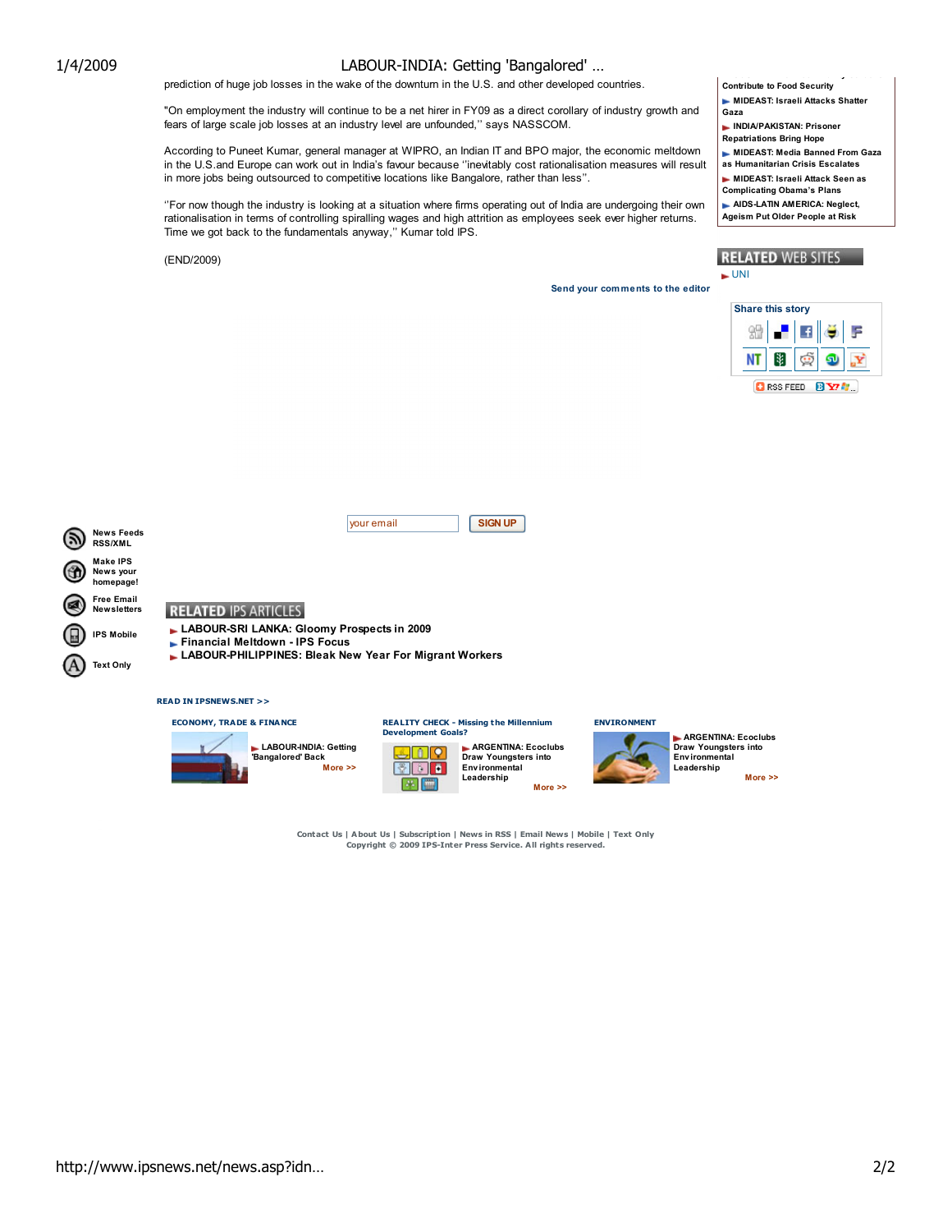prediction of huge job losses in the wake of the downturn in the U.S. and other developed countries.

"On employment the industry will continue to be a net hirer in FY09 as a direct corollary of industry growth and fears of large scale job losses at an industry level are unfounded,'' says NASSCOM.

According to Puneet Kumar, general manager at WIPRO, an Indian IT and BPO major, the economic meltdown in the U.S.and Europe can work out in India's favour because ''inevitably cost rationalisation measures will result in more jobs being outsourced to competitive locations like Bangalore, rather than less''.

''For now though the industry is looking at a situation where firms operating out of India are undergoing their own rationalisation in terms of controlling spiralling wages and high attrition as employees seek ever higher returns. Time we got back to the fundamentals anyway,'' Kumar told IPS.

(END/2009)

Send your comments to the editor

Contribute to Food Security

- MIDEAST: Israeli Attacks Shatter Gaza
- INDIA/PAKISTAN: Prisoner Repatriations Bring Hope
- MIDEAST: Media Banned From Gaza as Humanitarian Crisis Escalates
- MIDEAST: Israeli Attack Seen as Complicating Obama's Plans
- AIDS-LATIN AMERICA: Neglect, Ageism Put Older People at Risk

## RELATED WEB SITES

- UNI

Share this story

RSS FEED

your email SIGN UP

- News Feeds RSS/XML
- Make IPS News your homepage!
- Free Email Newsletters
- IPS Mobile
- Text Only

## RELATED IPS ARTICLES

- LABOUR-SRI LANKA: Gloomy Prospects in 2009
- Financial Meltdown - IPS Focus
- LABOUR-PHILIPPINES: Bleak New Year For Migrant Workers

READ IN IPSNEWS.NET >>

**ECONOMY, TRADE & FINANCE**

- LABOUR-INDIA: Getting 'Bangalored' Back
  More >>

**REALITY CHECK - Missing the Millennium Development Goals?**

- ARGENTINA: Ecoclubs Draw Youngsters into Environmental Leadership
  More >>

**ENVIRONMENT**

- ARGENTINA: Ecoclubs Draw Youngsters into Environmental Leadership
  More >>

Contact Us | About Us | Subscription | News in RSS | Email News | Mobile | Text Only
Copyright © 2009 IPS-Inter Press Service. All rights reserved.